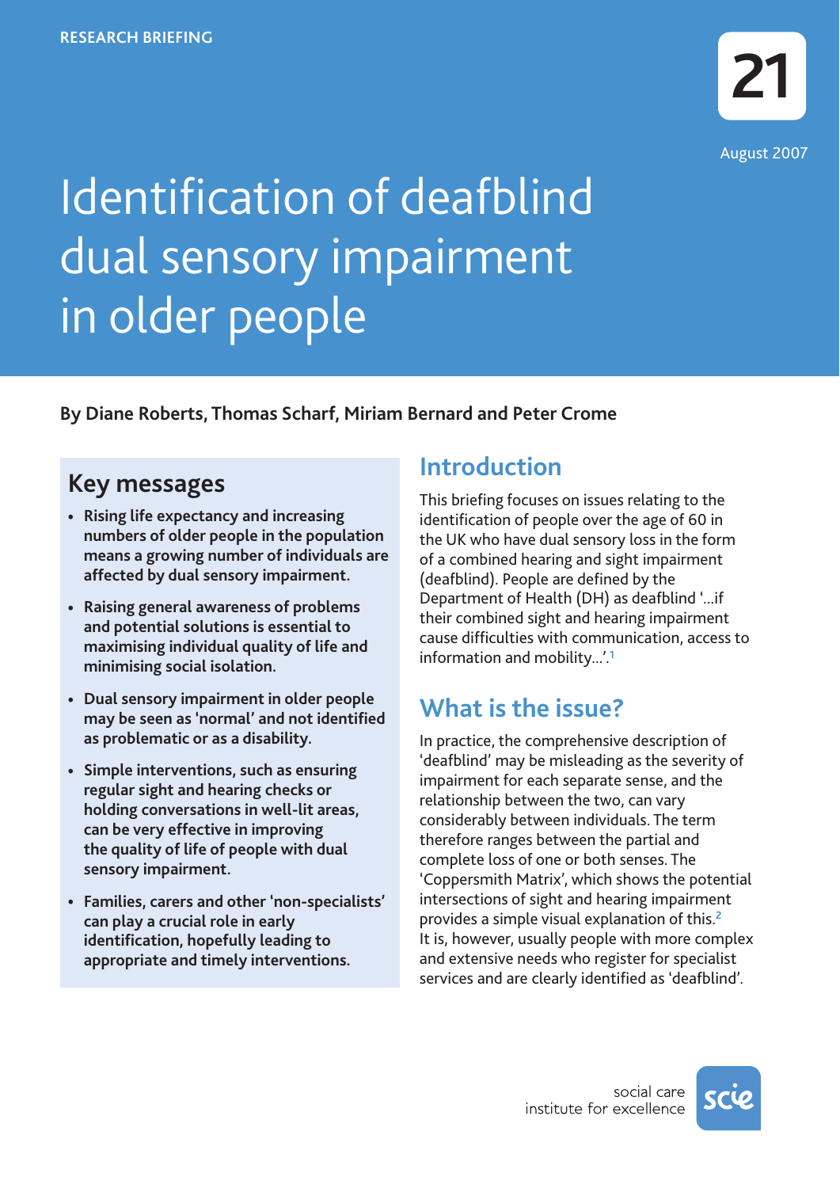RESEARCH BRIEFING

21

August 2007

# Identification of deafblind dual sensory impairment in older people

**By Diane Roberts, Thomas Scharf, Miriam Bernard and Peter Crome**

## Key messages

- **Rising life expectancy and increasing numbers of older people in the population means a growing number of individuals are affected by dual sensory impairment.**
- **Raising general awareness of problems and potential solutions is essential to maximising individual quality of life and minimising social isolation.**
- **Dual sensory impairment in older people may be seen as 'normal' and not identified as problematic or as a disability.**
- **Simple interventions, such as ensuring regular sight and hearing checks or holding conversations in well-lit areas, can be very effective in improving the quality of life of people with dual sensory impairment.**
- **Families, carers and other 'non-specialists' can play a crucial role in early identification, hopefully leading to appropriate and timely interventions.**

## Introduction

This briefing focuses on issues relating to the identification of people over the age of 60 in the UK who have dual sensory loss in the form of a combined hearing and sight impairment (deafblind). People are defined by the Department of Health (DH) as deafblind '...if their combined sight and hearing impairment cause difficulties with communication, access to information and mobility...'.[1]

## What is the issue?

In practice, the comprehensive description of 'deafblind' may be misleading as the severity of impairment for each separate sense, and the relationship between the two, can vary considerably between individuals. The term therefore ranges between the partial and complete loss of one or both senses. The 'Coppersmith Matrix', which shows the potential intersections of sight and hearing impairment provides a simple visual explanation of this.[2] It is, however, usually people with more complex and extensive needs who register for specialist services and are clearly identified as 'deafblind'.

social care institute for excellence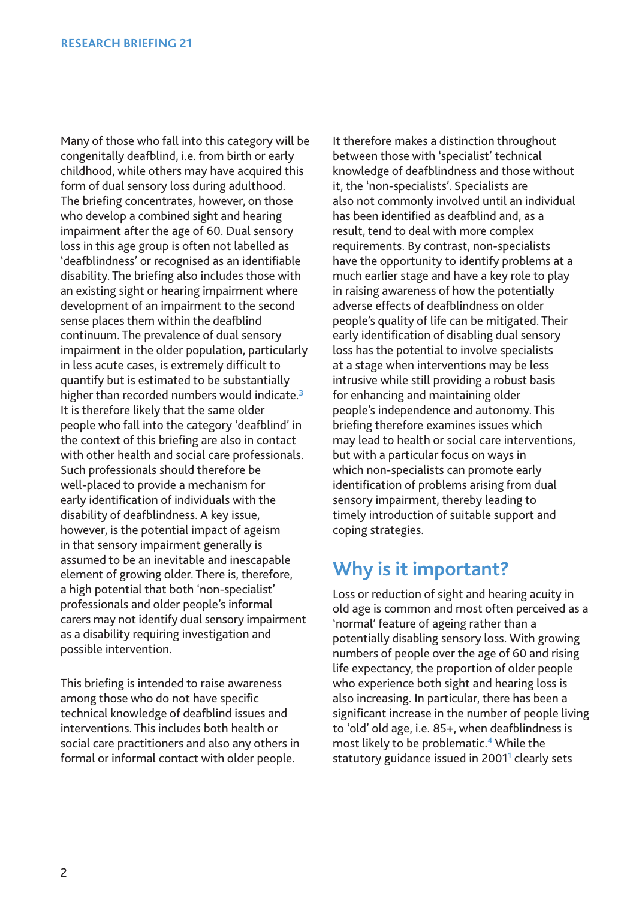Many of those who fall into this category will be congenitally deafblind, i.e. from birth or early childhood, while others may have acquired this form of dual sensory loss during adulthood. The briefing concentrates, however, on those who develop a combined sight and hearing impairment after the age of 60. Dual sensory loss in this age group is often not labelled as 'deafblindness' or recognised as an identifiable disability. The briefing also includes those with an existing sight or hearing impairment where development of an impairment to the second sense places them within the deafblind continuum. The prevalence of dual sensory impairment in the older population, particularly in less acute cases, is extremely difficult to quantify but is estimated to be substantially higher than recorded numbers would indicate.[3] It is therefore likely that the same older people who fall into the category 'deafblind' in the context of this briefing are also in contact with other health and social care professionals. Such professionals should therefore be well-placed to provide a mechanism for early identification of individuals with the disability of deafblindness. A key issue, however, is the potential impact of ageism in that sensory impairment generally is assumed to be an inevitable and inescapable element of growing older. There is, therefore, a high potential that both 'non-specialist' professionals and older people's informal carers may not identify dual sensory impairment as a disability requiring investigation and possible intervention.

This briefing is intended to raise awareness among those who do not have specific technical knowledge of deafblind issues and interventions. This includes both health or social care practitioners and also any others in formal or informal contact with older people. It therefore makes a distinction throughout between those with 'specialist' technical knowledge of deafblindness and those without it, the 'non-specialists'. Specialists are also not commonly involved until an individual has been identified as deafblind and, as a result, tend to deal with more complex requirements. By contrast, non-specialists have the opportunity to identify problems at a much earlier stage and have a key role to play in raising awareness of how the potentially adverse effects of deafblindness on older people's quality of life can be mitigated. Their early identification of disabling dual sensory loss has the potential to involve specialists at a stage when interventions may be less intrusive while still providing a robust basis for enhancing and maintaining older people's independence and autonomy. This briefing therefore examines issues which may lead to health or social care interventions, but with a particular focus on ways in which non-specialists can promote early identification of problems arising from dual sensory impairment, thereby leading to timely introduction of suitable support and coping strategies.

## Why is it important?

Loss or reduction of sight and hearing acuity in old age is common and most often perceived as a 'normal' feature of ageing rather than a potentially disabling sensory loss. With growing numbers of people over the age of 60 and rising life expectancy, the proportion of older people who experience both sight and hearing loss is also increasing. In particular, there has been a significant increase in the number of people living to 'old' old age, i.e. 85+, when deafblindness is most likely to be problematic.[4] While the statutory guidance issued in 2001[1] clearly sets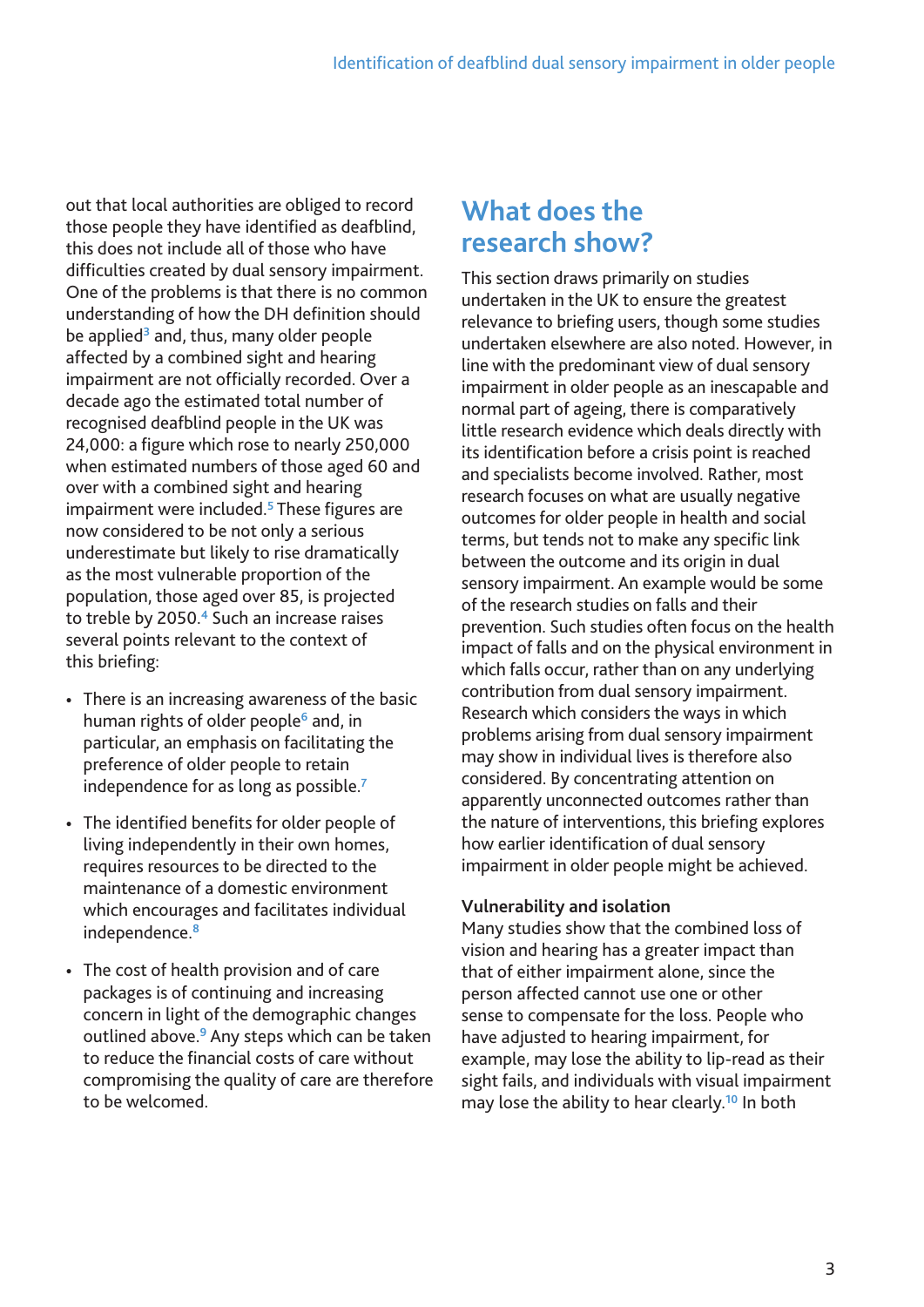out that local authorities are obliged to record those people they have identified as deafblind, this does not include all of those who have difficulties created by dual sensory impairment. One of the problems is that there is no common understanding of how the DH definition should be applied[3] and, thus, many older people affected by a combined sight and hearing impairment are not officially recorded. Over a decade ago the estimated total number of recognised deafblind people in the UK was 24,000: a figure which rose to nearly 250,000 when estimated numbers of those aged 60 and over with a combined sight and hearing impairment were included.[5] These figures are now considered to be not only a serious underestimate but likely to rise dramatically as the most vulnerable proportion of the population, those aged over 85, is projected to treble by 2050.[4] Such an increase raises several points relevant to the context of this briefing:

- There is an increasing awareness of the basic human rights of older people[6] and, in particular, an emphasis on facilitating the preference of older people to retain independence for as long as possible.[7]
- The identified benefits for older people of living independently in their own homes, requires resources to be directed to the maintenance of a domestic environment which encourages and facilitates individual independence.[8]
- The cost of health provision and of care packages is of continuing and increasing concern in light of the demographic changes outlined above.[9] Any steps which can be taken to reduce the financial costs of care without compromising the quality of care are therefore to be welcomed.

## What does the research show?

This section draws primarily on studies undertaken in the UK to ensure the greatest relevance to briefing users, though some studies undertaken elsewhere are also noted. However, in line with the predominant view of dual sensory impairment in older people as an inescapable and normal part of ageing, there is comparatively little research evidence which deals directly with its identification before a crisis point is reached and specialists become involved. Rather, most research focuses on what are usually negative outcomes for older people in health and social terms, but tends not to make any specific link between the outcome and its origin in dual sensory impairment. An example would be some of the research studies on falls and their prevention. Such studies often focus on the health impact of falls and on the physical environment in which falls occur, rather than on any underlying contribution from dual sensory impairment. Research which considers the ways in which problems arising from dual sensory impairment may show in individual lives is therefore also considered. By concentrating attention on apparently unconnected outcomes rather than the nature of interventions, this briefing explores how earlier identification of dual sensory impairment in older people might be achieved.

### Vulnerability and isolation

Many studies show that the combined loss of vision and hearing has a greater impact than that of either impairment alone, since the person affected cannot use one or other sense to compensate for the loss. People who have adjusted to hearing impairment, for example, may lose the ability to lip-read as their sight fails, and individuals with visual impairment may lose the ability to hear clearly.[10] In both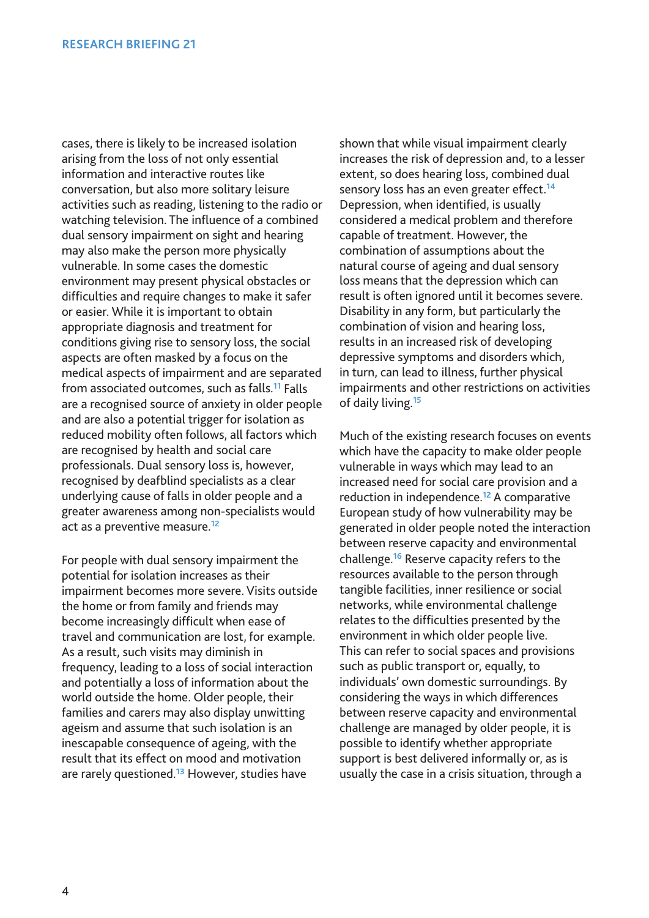cases, there is likely to be increased isolation arising from the loss of not only essential information and interactive routes like conversation, but also more solitary leisure activities such as reading, listening to the radio or watching television. The influence of a combined dual sensory impairment on sight and hearing may also make the person more physically vulnerable. In some cases the domestic environment may present physical obstacles or difficulties and require changes to make it safer or easier. While it is important to obtain appropriate diagnosis and treatment for conditions giving rise to sensory loss, the social aspects are often masked by a focus on the medical aspects of impairment and are separated from associated outcomes, such as falls.[11] Falls are a recognised source of anxiety in older people and are also a potential trigger for isolation as reduced mobility often follows, all factors which are recognised by health and social care professionals. Dual sensory loss is, however, recognised by deafblind specialists as a clear underlying cause of falls in older people and a greater awareness among non-specialists would act as a preventive measure.[12]

For people with dual sensory impairment the potential for isolation increases as their impairment becomes more severe. Visits outside the home or from family and friends may become increasingly difficult when ease of travel and communication are lost, for example. As a result, such visits may diminish in frequency, leading to a loss of social interaction and potentially a loss of information about the world outside the home. Older people, their families and carers may also display unwitting ageism and assume that such isolation is an inescapable consequence of ageing, with the result that its effect on mood and motivation are rarely questioned.[13] However, studies have shown that while visual impairment clearly increases the risk of depression and, to a lesser extent, so does hearing loss, combined dual sensory loss has an even greater effect.[14] Depression, when identified, is usually considered a medical problem and therefore capable of treatment. However, the combination of assumptions about the natural course of ageing and dual sensory loss means that the depression which can result is often ignored until it becomes severe. Disability in any form, but particularly the combination of vision and hearing loss, results in an increased risk of developing depressive symptoms and disorders which, in turn, can lead to illness, further physical impairments and other restrictions on activities of daily living.[15]

Much of the existing research focuses on events which have the capacity to make older people vulnerable in ways which may lead to an increased need for social care provision and a reduction in independence.[12] A comparative European study of how vulnerability may be generated in older people noted the interaction between reserve capacity and environmental challenge.[16] Reserve capacity refers to the resources available to the person through tangible facilities, inner resilience or social networks, while environmental challenge relates to the difficulties presented by the environment in which older people live. This can refer to social spaces and provisions such as public transport or, equally, to individuals' own domestic surroundings. By considering the ways in which differences between reserve capacity and environmental challenge are managed by older people, it is possible to identify whether appropriate support is best delivered informally or, as is usually the case in a crisis situation, through a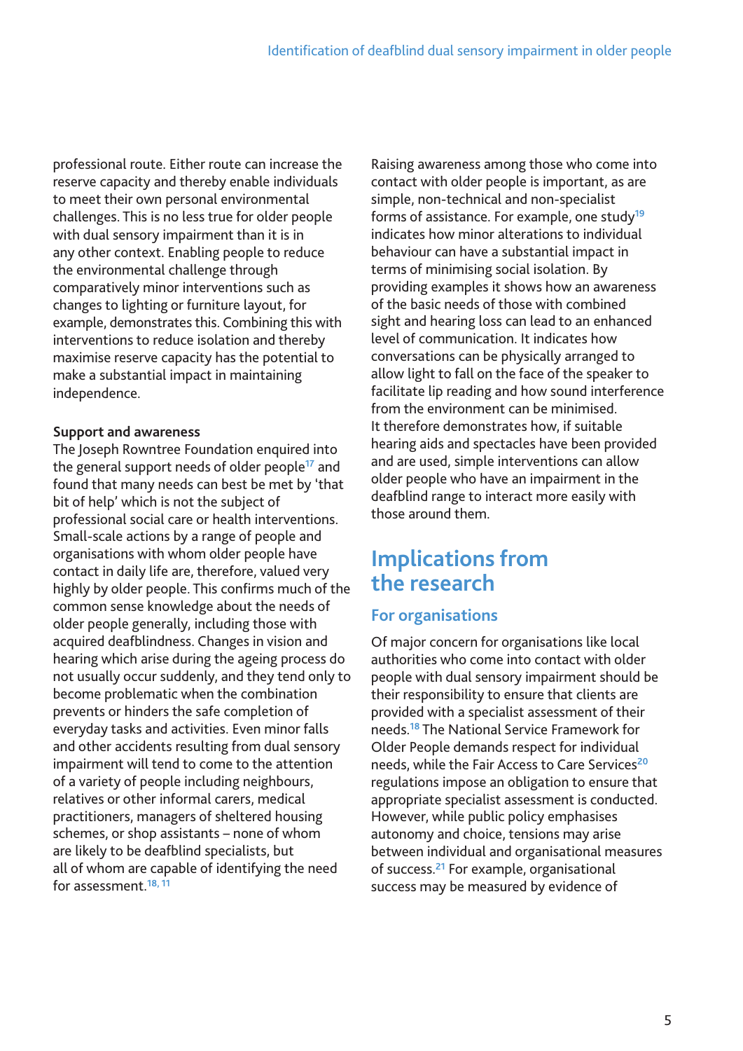professional route. Either route can increase the reserve capacity and thereby enable individuals to meet their own personal environmental challenges. This is no less true for older people with dual sensory impairment than it is in any other context. Enabling people to reduce the environmental challenge through comparatively minor interventions such as changes to lighting or furniture layout, for example, demonstrates this. Combining this with interventions to reduce isolation and thereby maximise reserve capacity has the potential to make a substantial impact in maintaining independence.

**Support and awareness**

The Joseph Rowntree Foundation enquired into the general support needs of older people[17] and found that many needs can best be met by 'that bit of help' which is not the subject of professional social care or health interventions. Small-scale actions by a range of people and organisations with whom older people have contact in daily life are, therefore, valued very highly by older people. This confirms much of the common sense knowledge about the needs of older people generally, including those with acquired deafblindness. Changes in vision and hearing which arise during the ageing process do not usually occur suddenly, and they tend only to become problematic when the combination prevents or hinders the safe completion of everyday tasks and activities. Even minor falls and other accidents resulting from dual sensory impairment will tend to come to the attention of a variety of people including neighbours, relatives or other informal carers, medical practitioners, managers of sheltered housing schemes, or shop assistants – none of whom are likely to be deafblind specialists, but all of whom are capable of identifying the need for assessment.[18, 11]

Raising awareness among those who come into contact with older people is important, as are simple, non-technical and non-specialist forms of assistance. For example, one study[19] indicates how minor alterations to individual behaviour can have a substantial impact in terms of minimising social isolation. By providing examples it shows how an awareness of the basic needs of those with combined sight and hearing loss can lead to an enhanced level of communication. It indicates how conversations can be physically arranged to allow light to fall on the face of the speaker to facilitate lip reading and how sound interference from the environment can be minimised. It therefore demonstrates how, if suitable hearing aids and spectacles have been provided and are used, simple interventions can allow older people who have an impairment in the deafblind range to interact more easily with those around them.

## Implications from the research

### For organisations

Of major concern for organisations like local authorities who come into contact with older people with dual sensory impairment should be their responsibility to ensure that clients are provided with a specialist assessment of their needs.[18] The National Service Framework for Older People demands respect for individual needs, while the Fair Access to Care Services[20] regulations impose an obligation to ensure that appropriate specialist assessment is conducted. However, while public policy emphasises autonomy and choice, tensions may arise between individual and organisational measures of success.[21] For example, organisational success may be measured by evidence of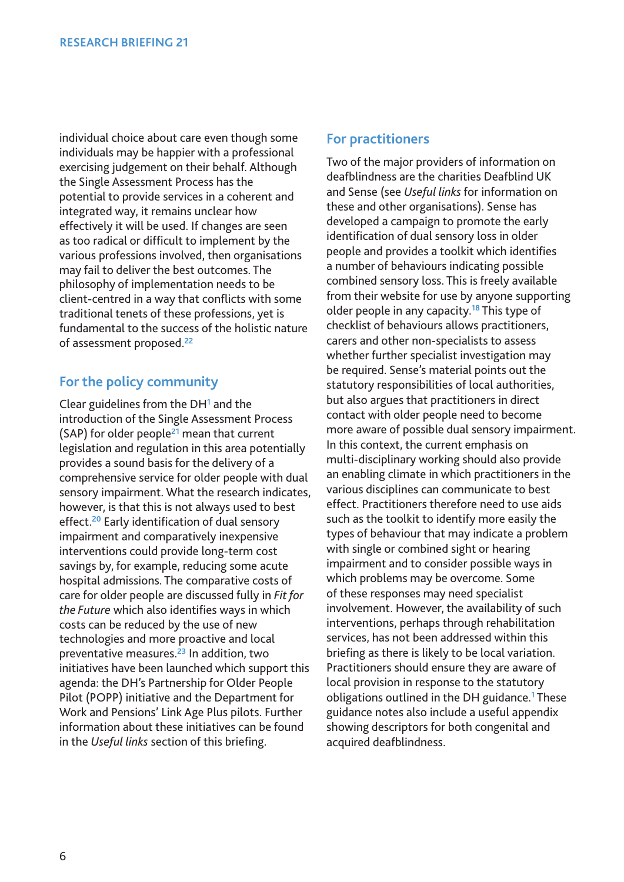individual choice about care even though some individuals may be happier with a professional exercising judgement on their behalf. Although the Single Assessment Process has the potential to provide services in a coherent and integrated way, it remains unclear how effectively it will be used. If changes are seen as too radical or difficult to implement by the various professions involved, then organisations may fail to deliver the best outcomes. The philosophy of implementation needs to be client-centred in a way that conflicts with some traditional tenets of these professions, yet is fundamental to the success of the holistic nature of assessment proposed.[22]

## For the policy community

Clear guidelines from the DH[1] and the introduction of the Single Assessment Process (SAP) for older people[21] mean that current legislation and regulation in this area potentially provides a sound basis for the delivery of a comprehensive service for older people with dual sensory impairment. What the research indicates, however, is that this is not always used to best effect.[20] Early identification of dual sensory impairment and comparatively inexpensive interventions could provide long-term cost savings by, for example, reducing some acute hospital admissions. The comparative costs of care for older people are discussed fully in *Fit for the Future* which also identifies ways in which costs can be reduced by the use of new technologies and more proactive and local preventative measures.[23] In addition, two initiatives have been launched which support this agenda: the DH's Partnership for Older People Pilot (POPP) initiative and the Department for Work and Pensions' Link Age Plus pilots. Further information about these initiatives can be found in the *Useful links* section of this briefing.

## For practitioners

Two of the major providers of information on deafblindness are the charities Deafblind UK and Sense (see *Useful links* for information on these and other organisations). Sense has developed a campaign to promote the early identification of dual sensory loss in older people and provides a toolkit which identifies a number of behaviours indicating possible combined sensory loss. This is freely available from their website for use by anyone supporting older people in any capacity.[18] This type of checklist of behaviours allows practitioners, carers and other non-specialists to assess whether further specialist investigation may be required. Sense's material points out the statutory responsibilities of local authorities, but also argues that practitioners in direct contact with older people need to become more aware of possible dual sensory impairment. In this context, the current emphasis on multi-disciplinary working should also provide an enabling climate in which practitioners in the various disciplines can communicate to best effect. Practitioners therefore need to use aids such as the toolkit to identify more easily the types of behaviour that may indicate a problem with single or combined sight or hearing impairment and to consider possible ways in which problems may be overcome. Some of these responses may need specialist involvement. However, the availability of such interventions, perhaps through rehabilitation services, has not been addressed within this briefing as there is likely to be local variation. Practitioners should ensure they are aware of local provision in response to the statutory obligations outlined in the DH guidance.[1] These guidance notes also include a useful appendix showing descriptors for both congenital and acquired deafblindness.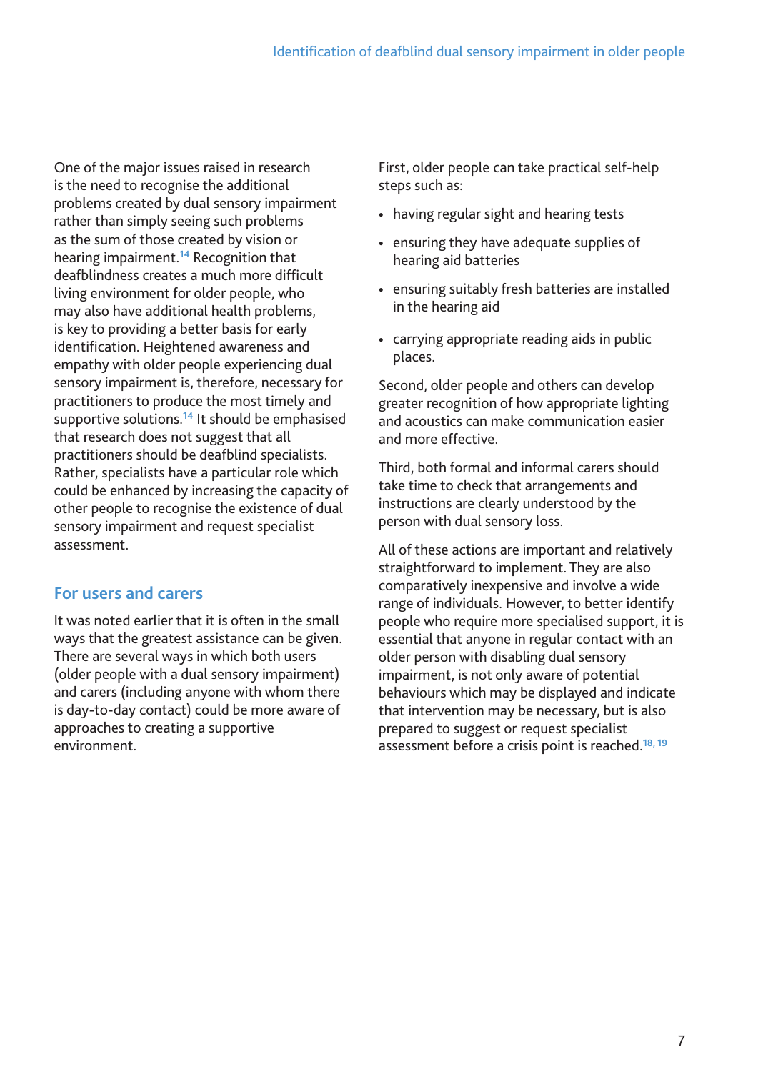One of the major issues raised in research is the need to recognise the additional problems created by dual sensory impairment rather than simply seeing such problems as the sum of those created by vision or hearing impairment.[14] Recognition that deafblindness creates a much more difficult living environment for older people, who may also have additional health problems, is key to providing a better basis for early identification. Heightened awareness and empathy with older people experiencing dual sensory impairment is, therefore, necessary for practitioners to produce the most timely and supportive solutions.[14] It should be emphasised that research does not suggest that all practitioners should be deafblind specialists. Rather, specialists have a particular role which could be enhanced by increasing the capacity of other people to recognise the existence of dual sensory impairment and request specialist assessment.

## For users and carers

It was noted earlier that it is often in the small ways that the greatest assistance can be given. There are several ways in which both users (older people with a dual sensory impairment) and carers (including anyone with whom there is day-to-day contact) could be more aware of approaches to creating a supportive environment.

First, older people can take practical self-help steps such as:

- having regular sight and hearing tests
- ensuring they have adequate supplies of hearing aid batteries
- ensuring suitably fresh batteries are installed in the hearing aid
- carrying appropriate reading aids in public places.

Second, older people and others can develop greater recognition of how appropriate lighting and acoustics can make communication easier and more effective.

Third, both formal and informal carers should take time to check that arrangements and instructions are clearly understood by the person with dual sensory loss.

All of these actions are important and relatively straightforward to implement. They are also comparatively inexpensive and involve a wide range of individuals. However, to better identify people who require more specialised support, it is essential that anyone in regular contact with an older person with disabling dual sensory impairment, is not only aware of potential behaviours which may be displayed and indicate that intervention may be necessary, but is also prepared to suggest or request specialist assessment before a crisis point is reached.[18, 19]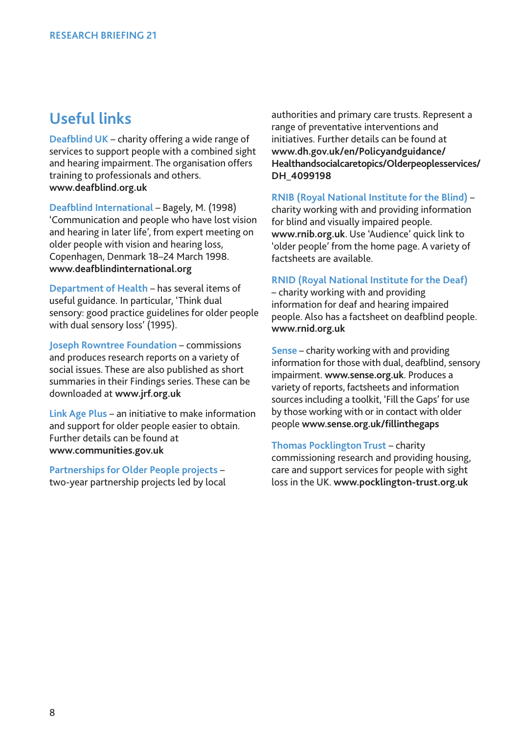## Useful links

**Deafblind UK** – charity offering a wide range of services to support people with a combined sight and hearing impairment. The organisation offers training to professionals and others. **www.deafblind.org.uk**

**Deafblind International** – Bagely, M. (1998) 'Communication and people who have lost vision and hearing in later life', from expert meeting on older people with vision and hearing loss, Copenhagen, Denmark 18–24 March 1998. **www.deafblindinternational.org**

**Department of Health** – has several items of useful guidance. In particular, 'Think dual sensory: good practice guidelines for older people with dual sensory loss' (1995).

**Joseph Rowntree Foundation** – commissions and produces research reports on a variety of social issues. These are also published as short summaries in their Findings series. These can be downloaded at **www.jrf.org.uk**

**Link Age Plus** – an initiative to make information and support for older people easier to obtain. Further details can be found at **www.communities.gov.uk**

**Partnerships for Older People projects** – two-year partnership projects led by local authorities and primary care trusts. Represent a range of preventative interventions and initiatives. Further details can be found at **www.dh.gov.uk/en/Policyandguidance/Healthandsocialcaretopics/Olderpeoplesservices/DH_4099198**

**RNIB (Royal National Institute for the Blind)** – charity working with and providing information for blind and visually impaired people. **www.rnib.org.uk**. Use 'Audience' quick link to 'older people' from the home page. A variety of factsheets are available.

**RNID (Royal National Institute for the Deaf)** – charity working with and providing information for deaf and hearing impaired people. Also has a factsheet on deafblind people. **www.rnid.org.uk**

**Sense** – charity working with and providing information for those with dual, deafblind, sensory impairment. **www.sense.org.uk**. Produces a variety of reports, factsheets and information sources including a toolkit, 'Fill the Gaps' for use by those working with or in contact with older people **www.sense.org.uk/fillinthegaps**

**Thomas Pocklington Trust** – charity commissioning research and providing housing, care and support services for people with sight loss in the UK. **www.pocklington-trust.org.uk**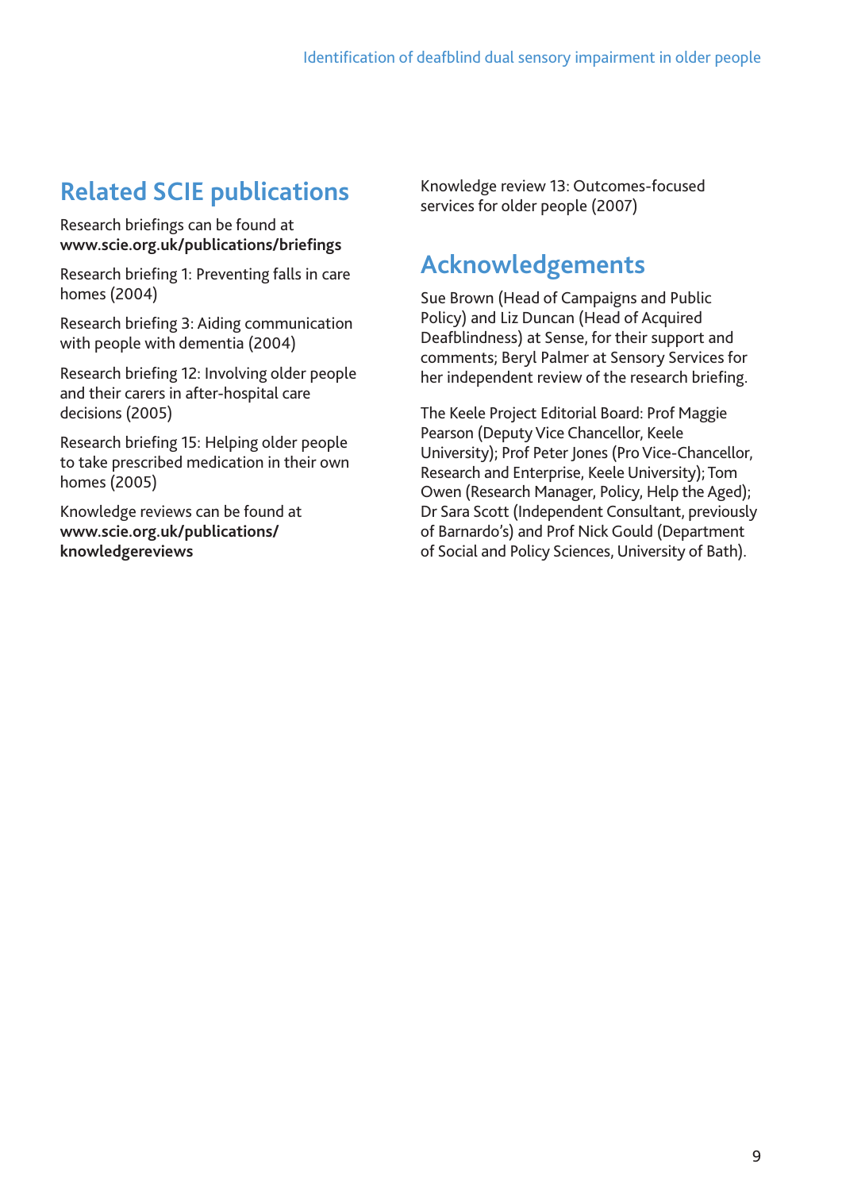## Related SCIE publications

Research briefings can be found at **www.scie.org.uk/publications/briefings**

Research briefing 1: Preventing falls in care homes (2004)

Research briefing 3: Aiding communication with people with dementia (2004)

Research briefing 12: Involving older people and their carers in after-hospital care decisions (2005)

Research briefing 15: Helping older people to take prescribed medication in their own homes (2005)

Knowledge reviews can be found at **www.scie.org.uk/publications/knowledgereviews**

Knowledge review 13: Outcomes-focused services for older people (2007)

## Acknowledgements

Sue Brown (Head of Campaigns and Public Policy) and Liz Duncan (Head of Acquired Deafblindness) at Sense, for their support and comments; Beryl Palmer at Sensory Services for her independent review of the research briefing.

The Keele Project Editorial Board: Prof Maggie Pearson (Deputy Vice Chancellor, Keele University); Prof Peter Jones (Pro Vice-Chancellor, Research and Enterprise, Keele University); Tom Owen (Research Manager, Policy, Help the Aged); Dr Sara Scott (Independent Consultant, previously of Barnardo's) and Prof Nick Gould (Department of Social and Policy Sciences, University of Bath).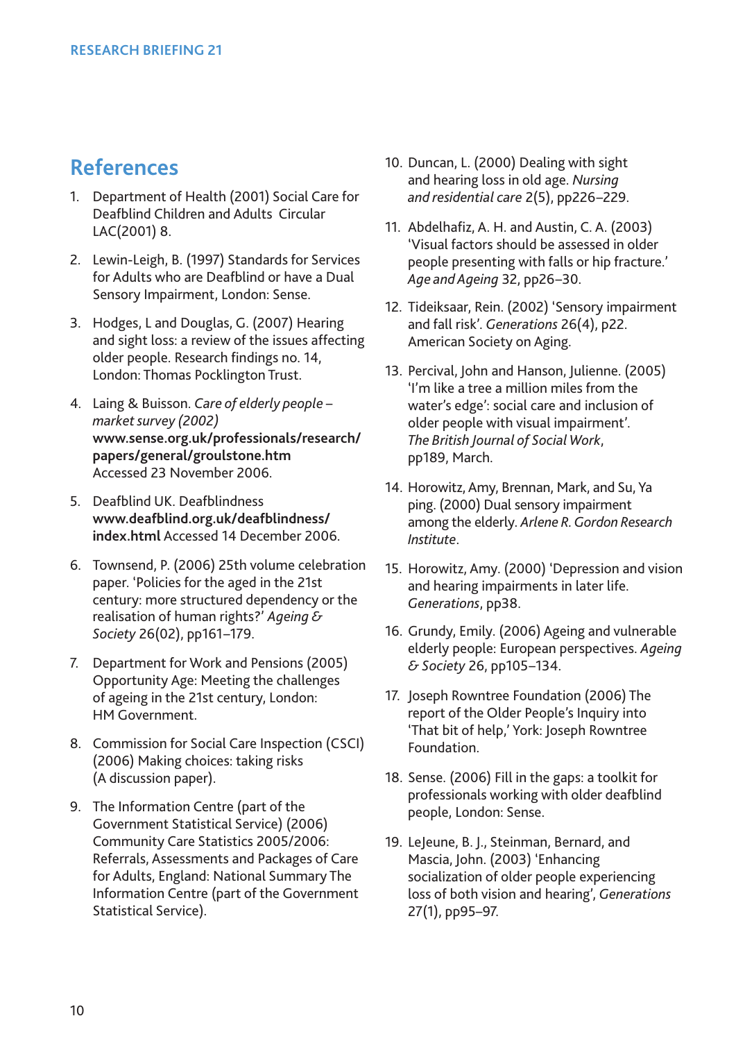## References

1. Department of Health (2001) Social Care for Deafblind Children and Adults Circular LAC(2001) 8.

2. Lewin-Leigh, B. (1997) Standards for Services for Adults who are Deafblind or have a Dual Sensory Impairment, London: Sense.

3. Hodges, L and Douglas, G. (2007) Hearing and sight loss: a review of the issues affecting older people. Research findings no. 14, London: Thomas Pocklington Trust.

4. Laing & Buisson. *Care of elderly people – market survey (2002)* **www.sense.org.uk/professionals/research/papers/general/groulstone.htm** Accessed 23 November 2006.

5. Deafblind UK. Deafblindness **www.deafblind.org.uk/deafblindness/index.html** Accessed 14 December 2006.

6. Townsend, P. (2006) 25th volume celebration paper. 'Policies for the aged in the 21st century: more structured dependency or the realisation of human rights?' *Ageing & Society* 26(02), pp161–179.

7. Department for Work and Pensions (2005) Opportunity Age: Meeting the challenges of ageing in the 21st century, London: HM Government.

8. Commission for Social Care Inspection (CSCI) (2006) Making choices: taking risks (A discussion paper).

9. The Information Centre (part of the Government Statistical Service) (2006) Community Care Statistics 2005/2006: Referrals, Assessments and Packages of Care for Adults, England: National Summary The Information Centre (part of the Government Statistical Service).

10. Duncan, L. (2000) Dealing with sight and hearing loss in old age. *Nursing and residential care* 2(5), pp226–229.

11. Abdelhafiz, A. H. and Austin, C. A. (2003) 'Visual factors should be assessed in older people presenting with falls or hip fracture.' *Age and Ageing* 32, pp26–30.

12. Tideiksaar, Rein. (2002) 'Sensory impairment and fall risk'. *Generations* 26(4), p22. American Society on Aging.

13. Percival, John and Hanson, Julienne. (2005) 'I'm like a tree a million miles from the water's edge': social care and inclusion of older people with visual impairment'. *The British Journal of Social Work*, pp189, March.

14. Horowitz, Amy, Brennan, Mark, and Su, Ya ping. (2000) Dual sensory impairment among the elderly. *Arlene R. Gordon Research Institute*.

15. Horowitz, Amy. (2000) 'Depression and vision and hearing impairments in later life. *Generations*, pp38.

16. Grundy, Emily. (2006) Ageing and vulnerable elderly people: European perspectives. *Ageing & Society* 26, pp105–134.

17. Joseph Rowntree Foundation (2006) The report of the Older People's Inquiry into 'That bit of help,' York: Joseph Rowntree Foundation.

18. Sense. (2006) Fill in the gaps: a toolkit for professionals working with older deafblind people, London: Sense.

19. LeJeune, B. J., Steinman, Bernard, and Mascia, John. (2003) 'Enhancing socialization of older people experiencing loss of both vision and hearing', *Generations* 27(1), pp95–97.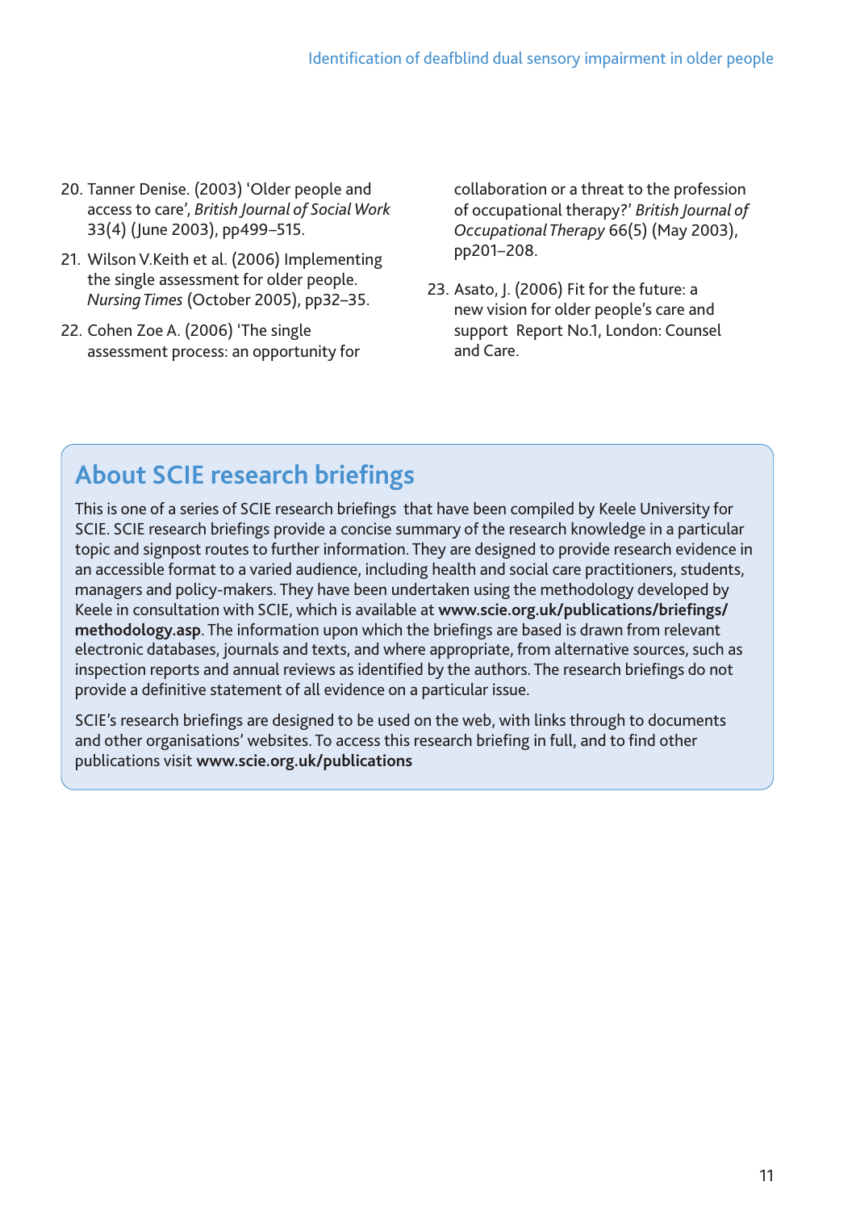20. Tanner Denise. (2003) 'Older people and access to care', *British Journal of Social Work* 33(4) (June 2003), pp499–515.
21. Wilson V.Keith et al. (2006) Implementing the single assessment for older people. *Nursing Times* (October 2005), pp32–35.
22. Cohen Zoe A. (2006) 'The single assessment process: an opportunity for collaboration or a threat to the profession of occupational therapy?' *British Journal of Occupational Therapy* 66(5) (May 2003), pp201–208.
23. Asato, J. (2006) Fit for the future: a new vision for older people's care and support Report No.1, London: Counsel and Care.

## About SCIE research briefings

This is one of a series of SCIE research briefings that have been compiled by Keele University for SCIE. SCIE research briefings provide a concise summary of the research knowledge in a particular topic and signpost routes to further information. They are designed to provide research evidence in an accessible format to a varied audience, including health and social care practitioners, students, managers and policy-makers. They have been undertaken using the methodology developed by Keele in consultation with SCIE, which is available at **www.scie.org.uk/publications/briefings/methodology.asp**. The information upon which the briefings are based is drawn from relevant electronic databases, journals and texts, and where appropriate, from alternative sources, such as inspection reports and annual reviews as identified by the authors. The research briefings do not provide a definitive statement of all evidence on a particular issue.

SCIE's research briefings are designed to be used on the web, with links through to documents and other organisations' websites. To access this research briefing in full, and to find other publications visit **www.scie.org.uk/publications**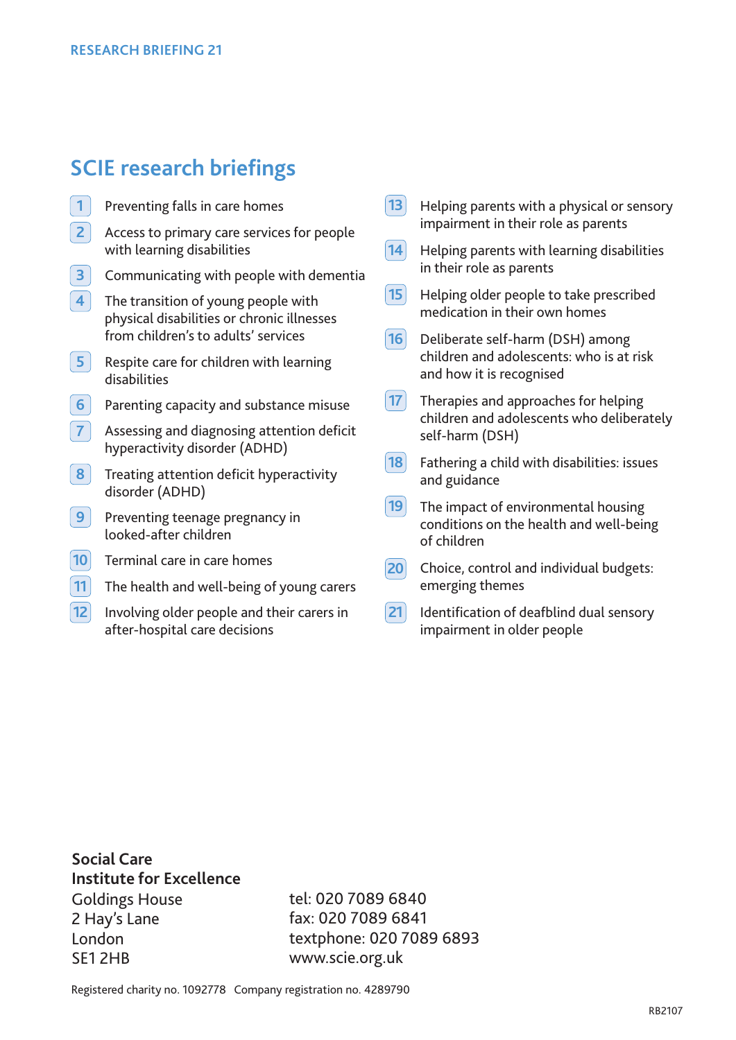## SCIE research briefings

1. Preventing falls in care homes
2. Access to primary care services for people with learning disabilities
3. Communicating with people with dementia
4. The transition of young people with physical disabilities or chronic illnesses from children's to adults' services
5. Respite care for children with learning disabilities
6. Parenting capacity and substance misuse
7. Assessing and diagnosing attention deficit hyperactivity disorder (ADHD)
8. Treating attention deficit hyperactivity disorder (ADHD)
9. Preventing teenage pregnancy in looked-after children
10. Terminal care in care homes
11. The health and well-being of young carers
12. Involving older people and their carers in after-hospital care decisions
13. Helping parents with a physical or sensory impairment in their role as parents
14. Helping parents with learning disabilities in their role as parents
15. Helping older people to take prescribed medication in their own homes
16. Deliberate self-harm (DSH) among children and adolescents: who is at risk and how it is recognised
17. Therapies and approaches for helping children and adolescents who deliberately self-harm (DSH)
18. Fathering a child with disabilities: issues and guidance
19. The impact of environmental housing conditions on the health and well-being of children
20. Choice, control and individual budgets: emerging themes
21. Identification of deafblind dual sensory impairment in older people

**Social Care**
**Institute for Excellence**
Goldings House
2 Hay's Lane
London
SE1 2HB

tel: 020 7089 6840
fax: 020 7089 6841
textphone: 020 7089 6893
www.scie.org.uk

Registered charity no. 1092778 Company registration no. 4289790

RB2107